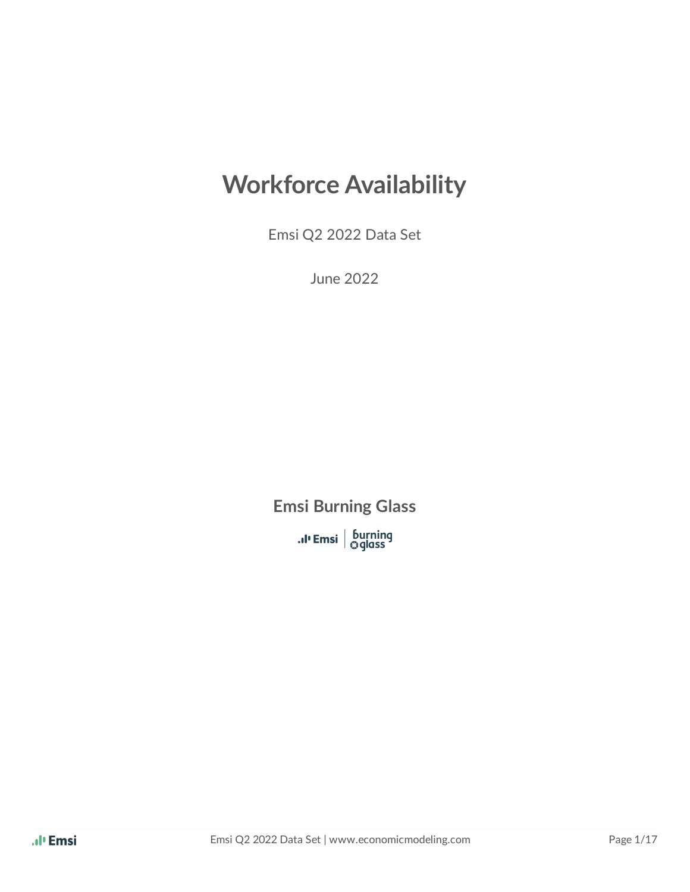# Workforce Availability

Emsi Q2 2022 Data Set

June 2022

**Emsi Burning Glass**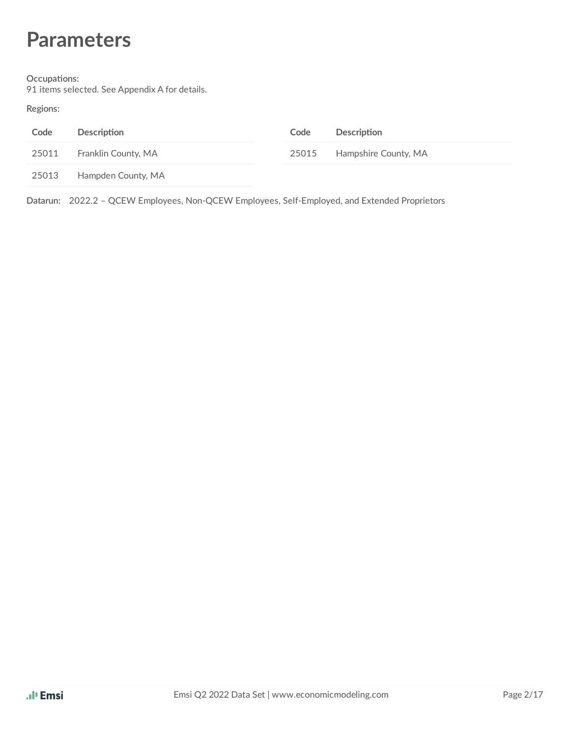# Parameters

**Occupations:**
91 items selected. See Appendix A for details.

**Regions:**

| Code | Description |
| --- | --- |
| 25011 | Franklin County, MA |
| 25013 | Hampden County, MA |
| 25015 | Hampshire County, MA |

**Datarun:** 2022.2 – QCEW Employees, Non-QCEW Employees, Self-Employed, and Extended Proprietors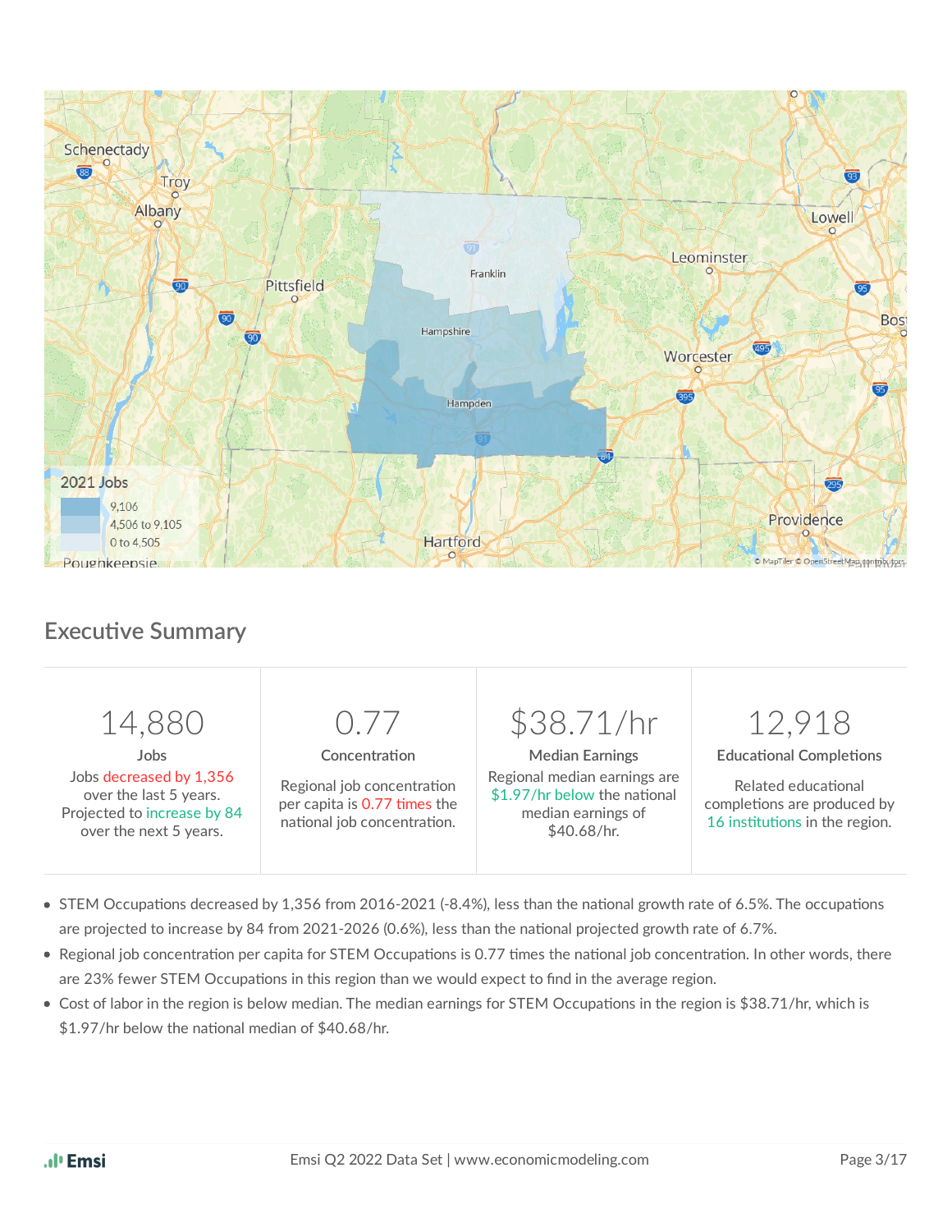## Executive Summary

| 14,880 | 0.77 | $38.71/hr | 12,918 |
|---|---|---|---|
| **Jobs** | **Concentration** | **Median Earnings** | **Educational Completions** |
| Jobs decreased by 1,356 over the last 5 years. Projected to increase by 84 over the next 5 years. | Regional job concentration per capita is 0.77 times the national job concentration. | Regional median earnings are $1.97/hr below the national median earnings of $40.68/hr. | Related educational completions are produced by 16 institutions in the region. |

- STEM Occupations decreased by 1,356 from 2016-2021 (-8.4%), less than the national growth rate of 6.5%. The occupations are projected to increase by 84 from 2021-2026 (0.6%), less than the national projected growth rate of 6.7%.
- Regional job concentration per capita for STEM Occupations is 0.77 times the national job concentration. In other words, there are 23% fewer STEM Occupations in this region than we would expect to find in the average region.
- Cost of labor in the region is below median. The median earnings for STEM Occupations in the region is $38.71/hr, which is $1.97/hr below the national median of $40.68/hr.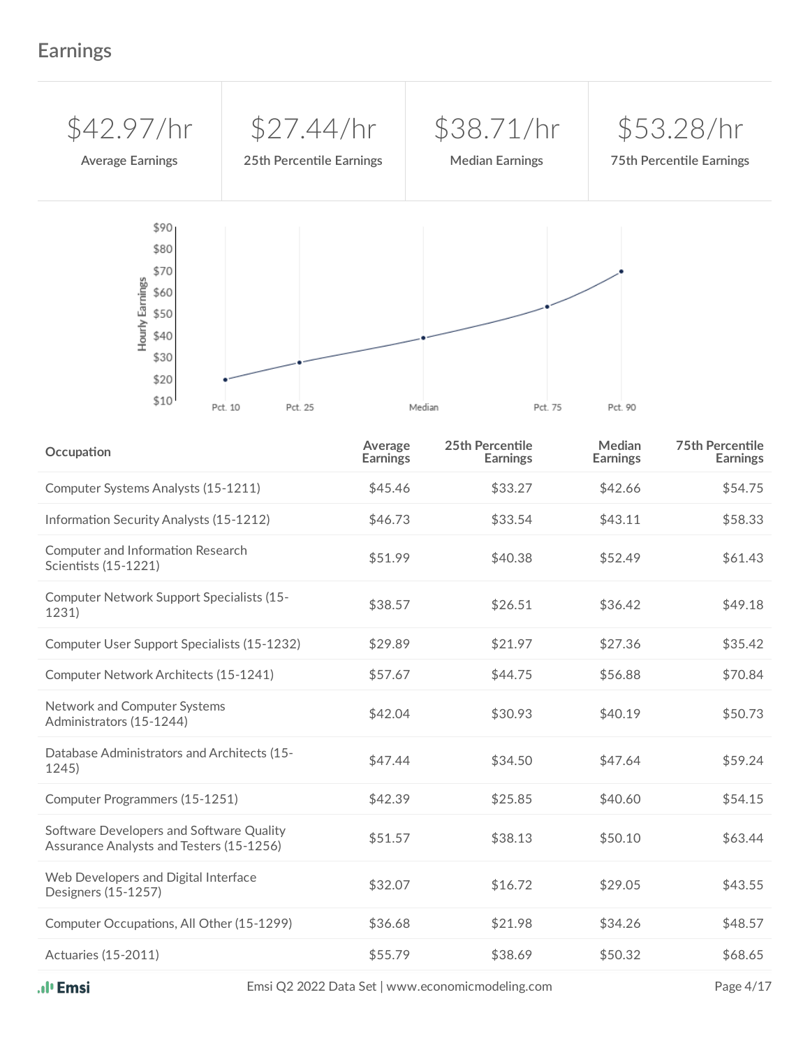## Earnings

| $42.97/hr | $27.44/hr | $38.71/hr | $53.28/hr |
|---|---|---|---|
| Average Earnings | 25th Percentile Earnings | Median Earnings | 75th Percentile Earnings |

| Occupation | Average Earnings | 25th Percentile Earnings | Median Earnings | 75th Percentile Earnings |
|---|---|---|---|---|
| Computer Systems Analysts (15-1211) | $45.46 | $33.27 | $42.66 | $54.75 |
| Information Security Analysts (15-1212) | $46.73 | $33.54 | $43.11 | $58.33 |
| Computer and Information Research Scientists (15-1221) | $51.99 | $40.38 | $52.49 | $61.43 |
| Computer Network Support Specialists (15-1231) | $38.57 | $26.51 | $36.42 | $49.18 |
| Computer User Support Specialists (15-1232) | $29.89 | $21.97 | $27.36 | $35.42 |
| Computer Network Architects (15-1241) | $57.67 | $44.75 | $56.88 | $70.84 |
| Network and Computer Systems Administrators (15-1244) | $42.04 | $30.93 | $40.19 | $50.73 |
| Database Administrators and Architects (15-1245) | $47.44 | $34.50 | $47.64 | $59.24 |
| Computer Programmers (15-1251) | $42.39 | $25.85 | $40.60 | $54.15 |
| Software Developers and Software Quality Assurance Analysts and Testers (15-1256) | $51.57 | $38.13 | $50.10 | $63.44 |
| Web Developers and Digital Interface Designers (15-1257) | $32.07 | $16.72 | $29.05 | $43.55 |
| Computer Occupations, All Other (15-1299) | $36.68 | $21.98 | $34.26 | $48.57 |
| Actuaries (15-2011) | $55.79 | $38.69 | $50.32 | $68.65 |

Emsi Q2 2022 Data Set | www.economicmodeling.com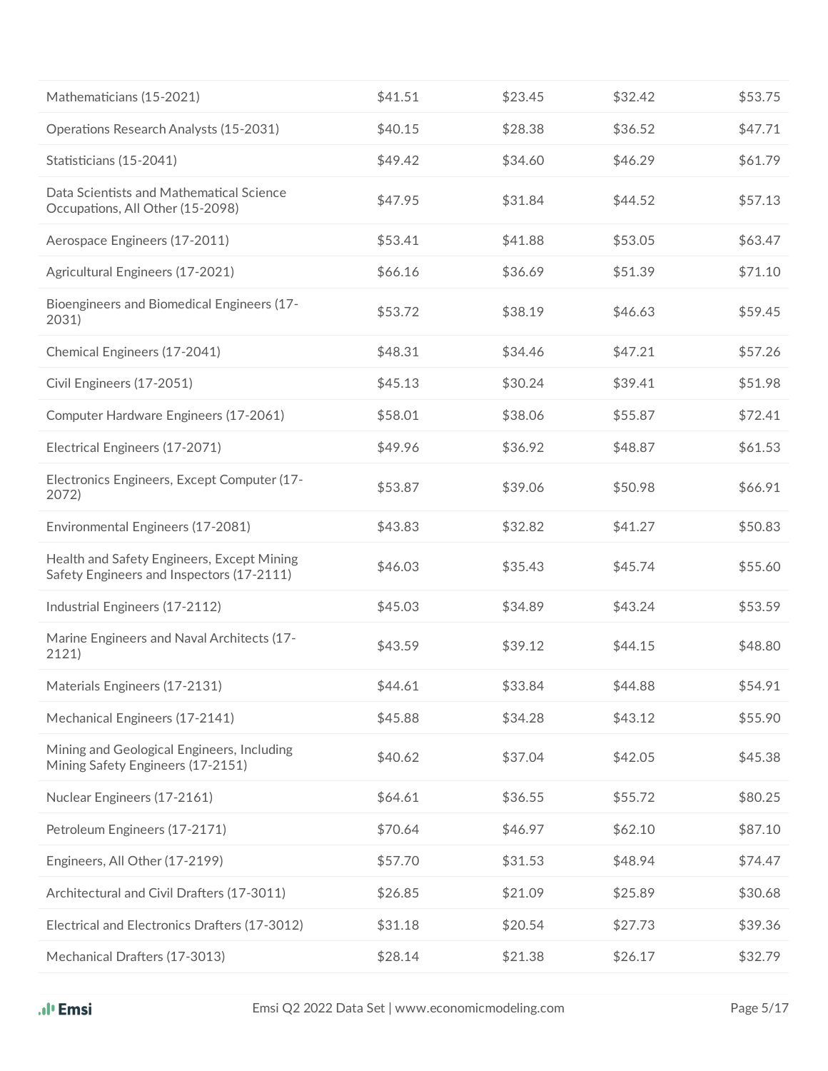| | | | | |
|---|---|---|---|---|
| Mathematicians (15-2021) | $41.51 | $23.45 | $32.42 | $53.75 |
| Operations Research Analysts (15-2031) | $40.15 | $28.38 | $36.52 | $47.71 |
| Statisticians (15-2041) | $49.42 | $34.60 | $46.29 | $61.79 |
| Data Scientists and Mathematical Science Occupations, All Other (15-2098) | $47.95 | $31.84 | $44.52 | $57.13 |
| Aerospace Engineers (17-2011) | $53.41 | $41.88 | $53.05 | $63.47 |
| Agricultural Engineers (17-2021) | $66.16 | $36.69 | $51.39 | $71.10 |
| Bioengineers and Biomedical Engineers (17-2031) | $53.72 | $38.19 | $46.63 | $59.45 |
| Chemical Engineers (17-2041) | $48.31 | $34.46 | $47.21 | $57.26 |
| Civil Engineers (17-2051) | $45.13 | $30.24 | $39.41 | $51.98 |
| Computer Hardware Engineers (17-2061) | $58.01 | $38.06 | $55.87 | $72.41 |
| Electrical Engineers (17-2071) | $49.96 | $36.92 | $48.87 | $61.53 |
| Electronics Engineers, Except Computer (17-2072) | $53.87 | $39.06 | $50.98 | $66.91 |
| Environmental Engineers (17-2081) | $43.83 | $32.82 | $41.27 | $50.83 |
| Health and Safety Engineers, Except Mining Safety Engineers and Inspectors (17-2111) | $46.03 | $35.43 | $45.74 | $55.60 |
| Industrial Engineers (17-2112) | $45.03 | $34.89 | $43.24 | $53.59 |
| Marine Engineers and Naval Architects (17-2121) | $43.59 | $39.12 | $44.15 | $48.80 |
| Materials Engineers (17-2131) | $44.61 | $33.84 | $44.88 | $54.91 |
| Mechanical Engineers (17-2141) | $45.88 | $34.28 | $43.12 | $55.90 |
| Mining and Geological Engineers, Including Mining Safety Engineers (17-2151) | $40.62 | $37.04 | $42.05 | $45.38 |
| Nuclear Engineers (17-2161) | $64.61 | $36.55 | $55.72 | $80.25 |
| Petroleum Engineers (17-2171) | $70.64 | $46.97 | $62.10 | $87.10 |
| Engineers, All Other (17-2199) | $57.70 | $31.53 | $48.94 | $74.47 |
| Architectural and Civil Drafters (17-3011) | $26.85 | $21.09 | $25.89 | $30.68 |
| Electrical and Electronics Drafters (17-3012) | $31.18 | $20.54 | $27.73 | $39.36 |
| Mechanical Drafters (17-3013) | $28.14 | $21.38 | $26.17 | $32.79 |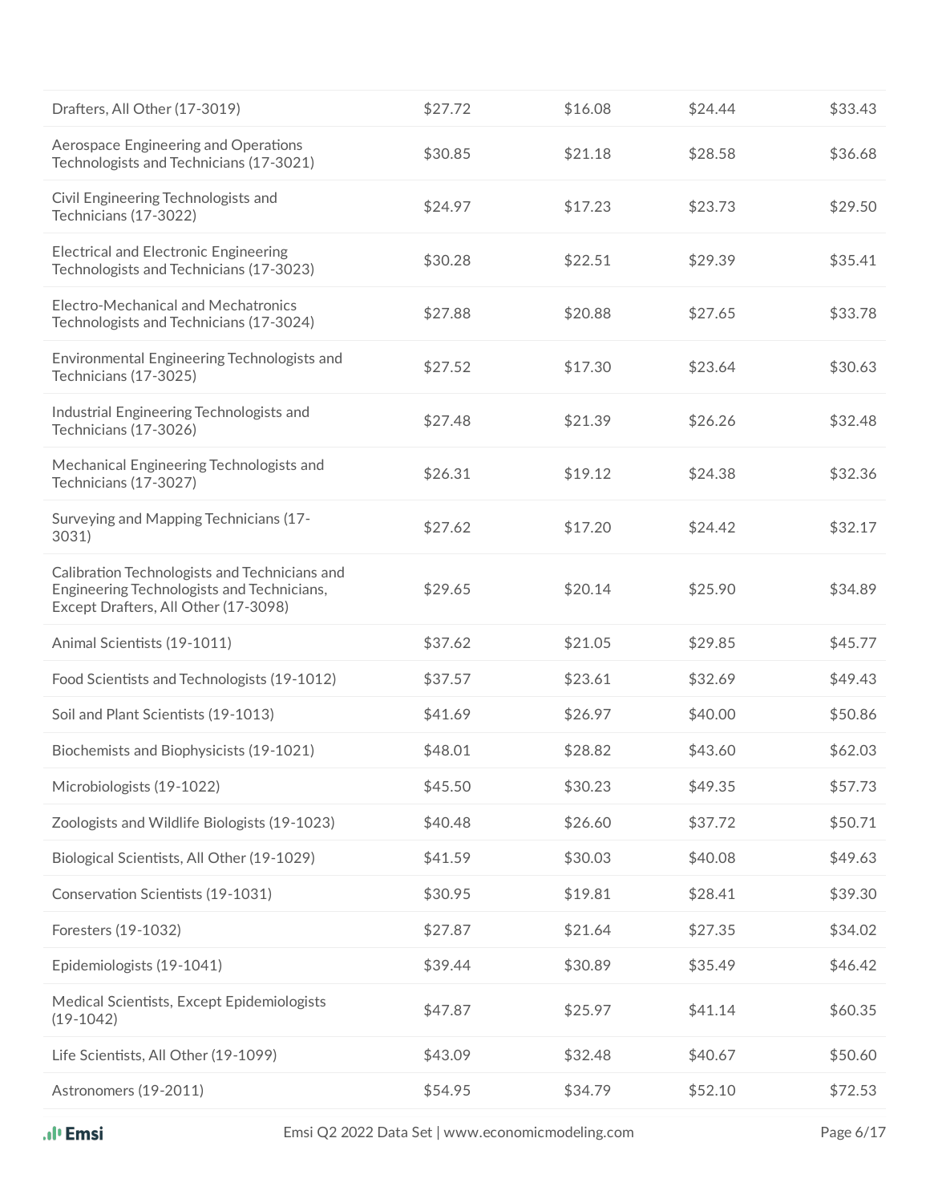| | | | | |
|---|---|---|---|---|
| Drafters, All Other (17-3019) | $27.72 | $16.08 | $24.44 | $33.43 |
| Aerospace Engineering and Operations Technologists and Technicians (17-3021) | $30.85 | $21.18 | $28.58 | $36.68 |
| Civil Engineering Technologists and Technicians (17-3022) | $24.97 | $17.23 | $23.73 | $29.50 |
| Electrical and Electronic Engineering Technologists and Technicians (17-3023) | $30.28 | $22.51 | $29.39 | $35.41 |
| Electro-Mechanical and Mechatronics Technologists and Technicians (17-3024) | $27.88 | $20.88 | $27.65 | $33.78 |
| Environmental Engineering Technologists and Technicians (17-3025) | $27.52 | $17.30 | $23.64 | $30.63 |
| Industrial Engineering Technologists and Technicians (17-3026) | $27.48 | $21.39 | $26.26 | $32.48 |
| Mechanical Engineering Technologists and Technicians (17-3027) | $26.31 | $19.12 | $24.38 | $32.36 |
| Surveying and Mapping Technicians (17-3031) | $27.62 | $17.20 | $24.42 | $32.17 |
| Calibration Technologists and Technicians and Engineering Technologists and Technicians, Except Drafters, All Other (17-3098) | $29.65 | $20.14 | $25.90 | $34.89 |
| Animal Scientists (19-1011) | $37.62 | $21.05 | $29.85 | $45.77 |
| Food Scientists and Technologists (19-1012) | $37.57 | $23.61 | $32.69 | $49.43 |
| Soil and Plant Scientists (19-1013) | $41.69 | $26.97 | $40.00 | $50.86 |
| Biochemists and Biophysicists (19-1021) | $48.01 | $28.82 | $43.60 | $62.03 |
| Microbiologists (19-1022) | $45.50 | $30.23 | $49.35 | $57.73 |
| Zoologists and Wildlife Biologists (19-1023) | $40.48 | $26.60 | $37.72 | $50.71 |
| Biological Scientists, All Other (19-1029) | $41.59 | $30.03 | $40.08 | $49.63 |
| Conservation Scientists (19-1031) | $30.95 | $19.81 | $28.41 | $39.30 |
| Foresters (19-1032) | $27.87 | $21.64 | $27.35 | $34.02 |
| Epidemiologists (19-1041) | $39.44 | $30.89 | $35.49 | $46.42 |
| Medical Scientists, Except Epidemiologists (19-1042) | $47.87 | $25.97 | $41.14 | $60.35 |
| Life Scientists, All Other (19-1099) | $43.09 | $32.48 | $40.67 | $50.60 |
| Astronomers (19-2011) | $54.95 | $34.79 | $52.10 | $72.53 |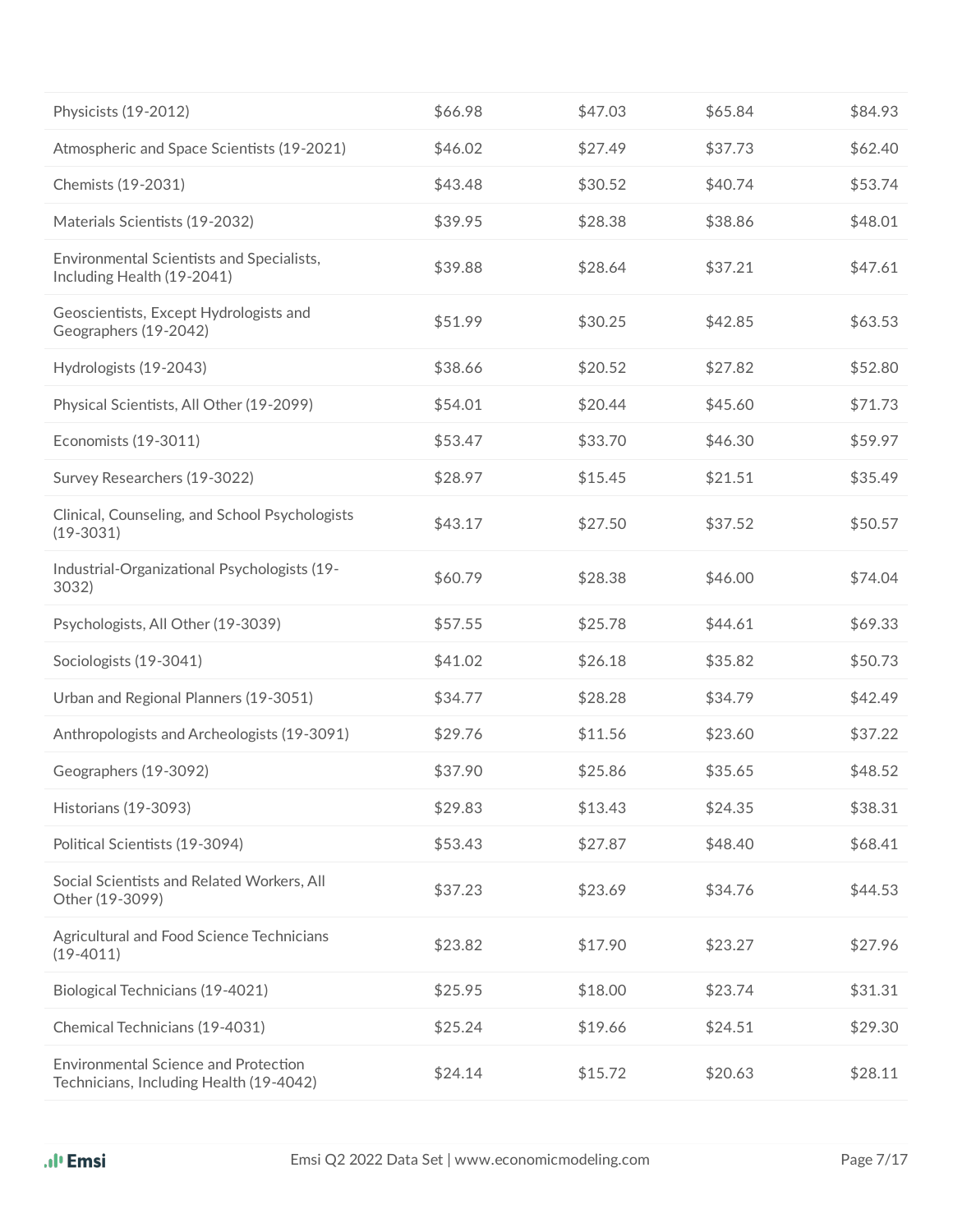| | | | | |
|---|---|---|---|---|
| Physicists (19-2012) | $66.98 | $47.03 | $65.84 | $84.93 |
| Atmospheric and Space Scientists (19-2021) | $46.02 | $27.49 | $37.73 | $62.40 |
| Chemists (19-2031) | $43.48 | $30.52 | $40.74 | $53.74 |
| Materials Scientists (19-2032) | $39.95 | $28.38 | $38.86 | $48.01 |
| Environmental Scientists and Specialists, Including Health (19-2041) | $39.88 | $28.64 | $37.21 | $47.61 |
| Geoscientists, Except Hydrologists and Geographers (19-2042) | $51.99 | $30.25 | $42.85 | $63.53 |
| Hydrologists (19-2043) | $38.66 | $20.52 | $27.82 | $52.80 |
| Physical Scientists, All Other (19-2099) | $54.01 | $20.44 | $45.60 | $71.73 |
| Economists (19-3011) | $53.47 | $33.70 | $46.30 | $59.97 |
| Survey Researchers (19-3022) | $28.97 | $15.45 | $21.51 | $35.49 |
| Clinical, Counseling, and School Psychologists (19-3031) | $43.17 | $27.50 | $37.52 | $50.57 |
| Industrial-Organizational Psychologists (19-3032) | $60.79 | $28.38 | $46.00 | $74.04 |
| Psychologists, All Other (19-3039) | $57.55 | $25.78 | $44.61 | $69.33 |
| Sociologists (19-3041) | $41.02 | $26.18 | $35.82 | $50.73 |
| Urban and Regional Planners (19-3051) | $34.77 | $28.28 | $34.79 | $42.49 |
| Anthropologists and Archeologists (19-3091) | $29.76 | $11.56 | $23.60 | $37.22 |
| Geographers (19-3092) | $37.90 | $25.86 | $35.65 | $48.52 |
| Historians (19-3093) | $29.83 | $13.43 | $24.35 | $38.31 |
| Political Scientists (19-3094) | $53.43 | $27.87 | $48.40 | $68.41 |
| Social Scientists and Related Workers, All Other (19-3099) | $37.23 | $23.69 | $34.76 | $44.53 |
| Agricultural and Food Science Technicians (19-4011) | $23.82 | $17.90 | $23.27 | $27.96 |
| Biological Technicians (19-4021) | $25.95 | $18.00 | $23.74 | $31.31 |
| Chemical Technicians (19-4031) | $25.24 | $19.66 | $24.51 | $29.30 |
| Environmental Science and Protection Technicians, Including Health (19-4042) | $24.14 | $15.72 | $20.63 | $28.11 |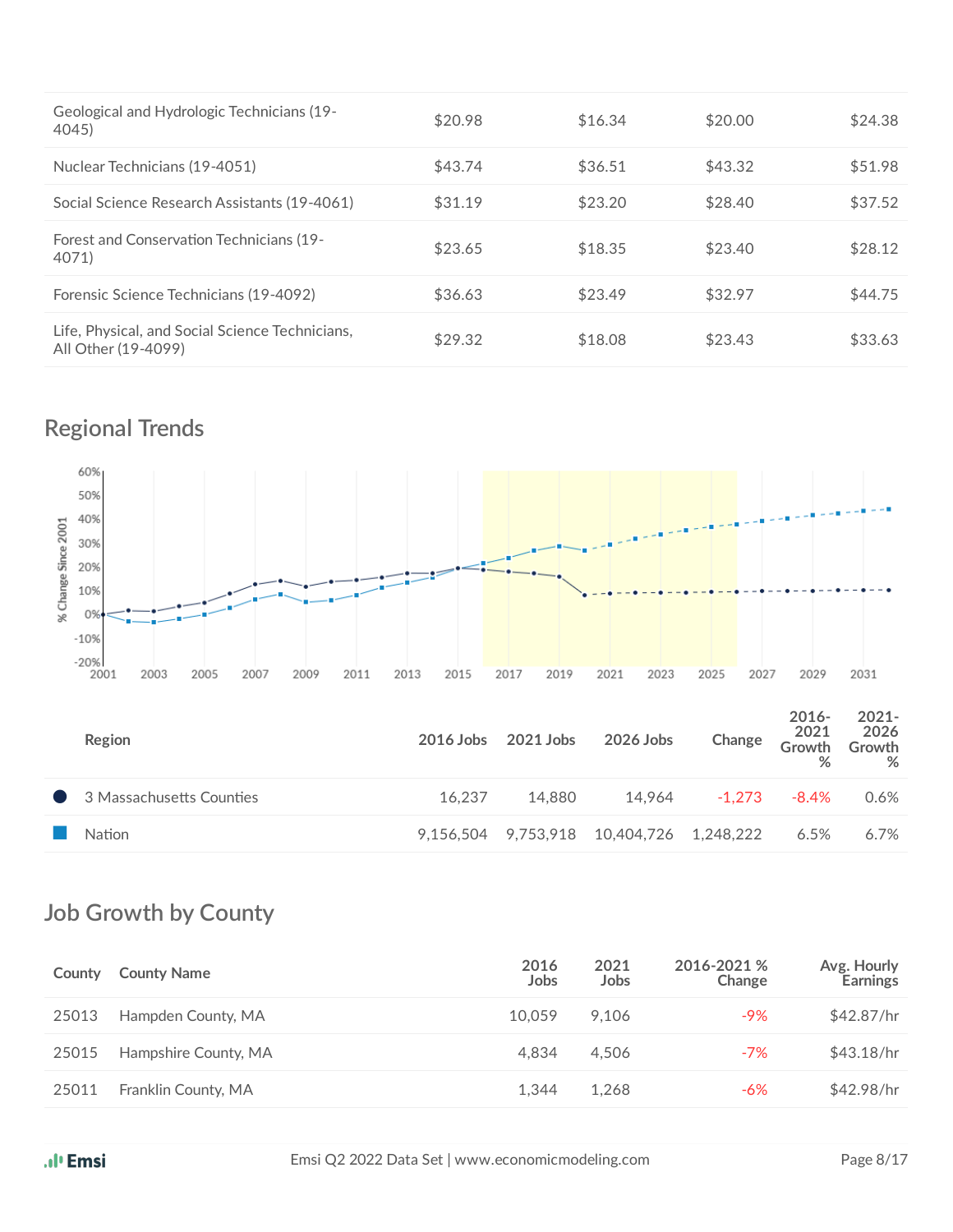| | | | | |
|---|---|---|---|---|
| Geological and Hydrologic Technicians (19-4045) | $20.98 | $16.34 | $20.00 | $24.38 |
| Nuclear Technicians (19-4051) | $43.74 | $36.51 | $43.32 | $51.98 |
| Social Science Research Assistants (19-4061) | $31.19 | $23.20 | $28.40 | $37.52 |
| Forest and Conservation Technicians (19-4071) | $23.65 | $18.35 | $23.40 | $28.12 |
| Forensic Science Technicians (19-4092) | $36.63 | $23.49 | $32.97 | $44.75 |
| Life, Physical, and Social Science Technicians, All Other (19-4099) | $29.32 | $18.08 | $23.43 | $33.63 |

## Regional Trends

| Region | 2016 Jobs | 2021 Jobs | 2026 Jobs | Change | 2016-2021 Growth % | 2021-2026 Growth % |
|---|---|---|---|---|---|---|
| ● 3 Massachusetts Counties | 16,237 | 14,880 | 14,964 | -1,273 | -8.4% | 0.6% |
| ■ Nation | 9,156,504 | 9,753,918 | 10,404,726 | 1,248,222 | 6.5% | 6.7% |

## Job Growth by County

| County | County Name | 2016 Jobs | 2021 Jobs | 2016-2021 % Change | Avg. Hourly Earnings |
|---|---|---|---|---|---|
| 25013 | Hampden County, MA | 10,059 | 9,106 | -9% | $42.87/hr |
| 25015 | Hampshire County, MA | 4,834 | 4,506 | -7% | $43.18/hr |
| 25011 | Franklin County, MA | 1,344 | 1,268 | -6% | $42.98/hr |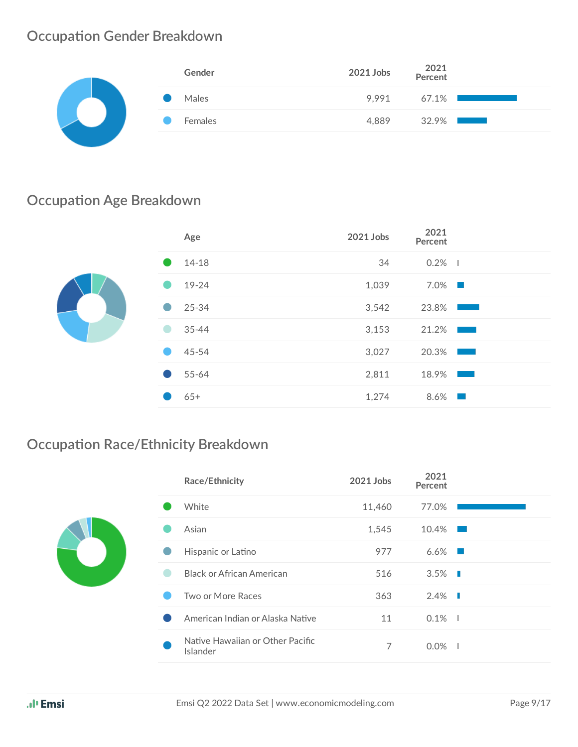## Occupation Gender Breakdown

| Gender | 2021 Jobs | 2021 Percent |
|---|---|---|
| Males | 9,991 | 67.1% |
| Females | 4,889 | 32.9% |

## Occupation Age Breakdown

| Age | 2021 Jobs | 2021 Percent |
|---|---|---|
| 14-18 | 34 | 0.2% |
| 19-24 | 1,039 | 7.0% |
| 25-34 | 3,542 | 23.8% |
| 35-44 | 3,153 | 21.2% |
| 45-54 | 3,027 | 20.3% |
| 55-64 | 2,811 | 18.9% |
| 65+ | 1,274 | 8.6% |

## Occupation Race/Ethnicity Breakdown

| Race/Ethnicity | 2021 Jobs | 2021 Percent |
|---|---|---|
| White | 11,460 | 77.0% |
| Asian | 1,545 | 10.4% |
| Hispanic or Latino | 977 | 6.6% |
| Black or African American | 516 | 3.5% |
| Two or More Races | 363 | 2.4% |
| American Indian or Alaska Native | 11 | 0.1% |
| Native Hawaiian or Other Pacific Islander | 7 | 0.0% |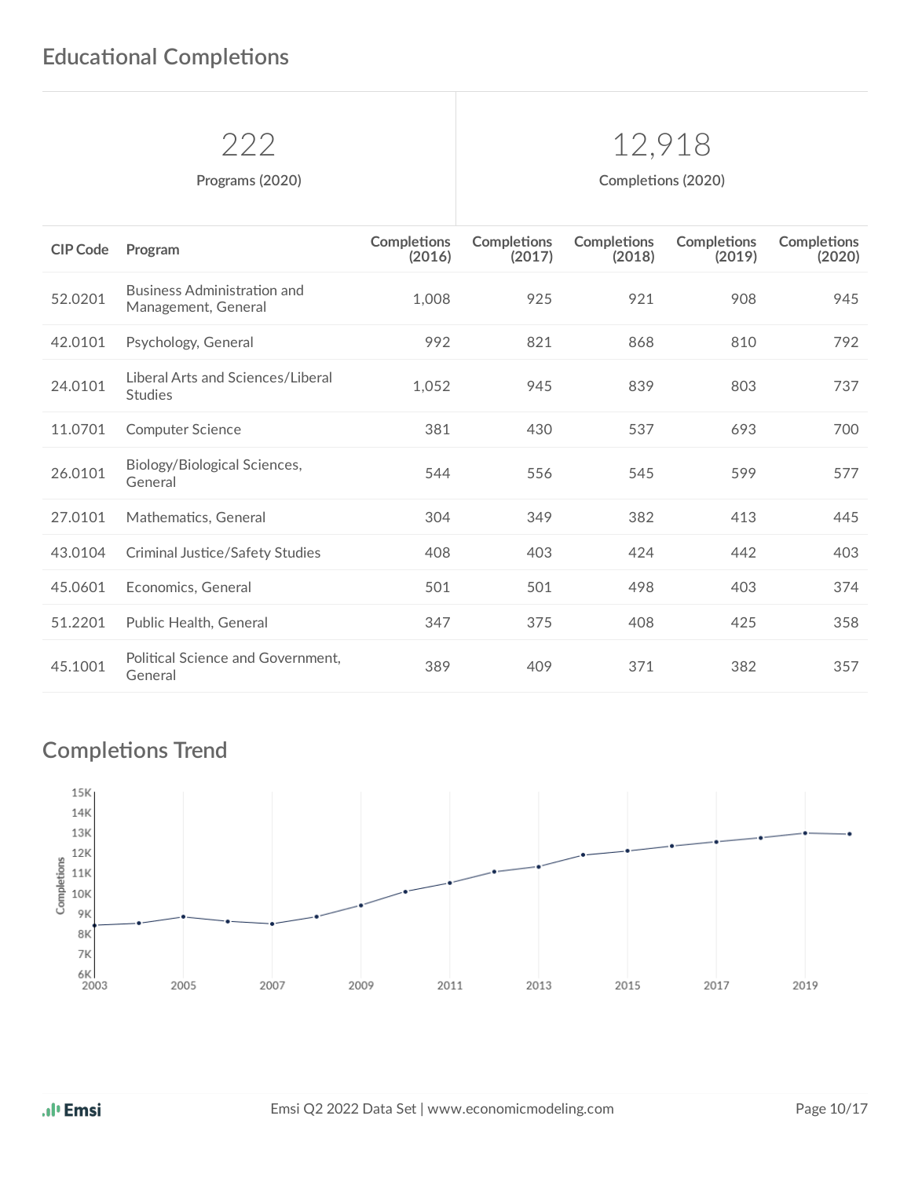## Educational Completions

| 222 | 12,918 |
|---|---|
| Programs (2020) | Completions (2020) |

| CIP Code | Program | Completions (2016) | Completions (2017) | Completions (2018) | Completions (2019) | Completions (2020) |
|---|---|---|---|---|---|---|
| 52.0201 | Business Administration and Management, General | 1,008 | 925 | 921 | 908 | 945 |
| 42.0101 | Psychology, General | 992 | 821 | 868 | 810 | 792 |
| 24.0101 | Liberal Arts and Sciences/Liberal Studies | 1,052 | 945 | 839 | 803 | 737 |
| 11.0701 | Computer Science | 381 | 430 | 537 | 693 | 700 |
| 26.0101 | Biology/Biological Sciences, General | 544 | 556 | 545 | 599 | 577 |
| 27.0101 | Mathematics, General | 304 | 349 | 382 | 413 | 445 |
| 43.0104 | Criminal Justice/Safety Studies | 408 | 403 | 424 | 442 | 403 |
| 45.0601 | Economics, General | 501 | 501 | 498 | 403 | 374 |
| 51.2201 | Public Health, General | 347 | 375 | 408 | 425 | 358 |
| 45.1001 | Political Science and Government, General | 389 | 409 | 371 | 382 | 357 |

## Completions Trend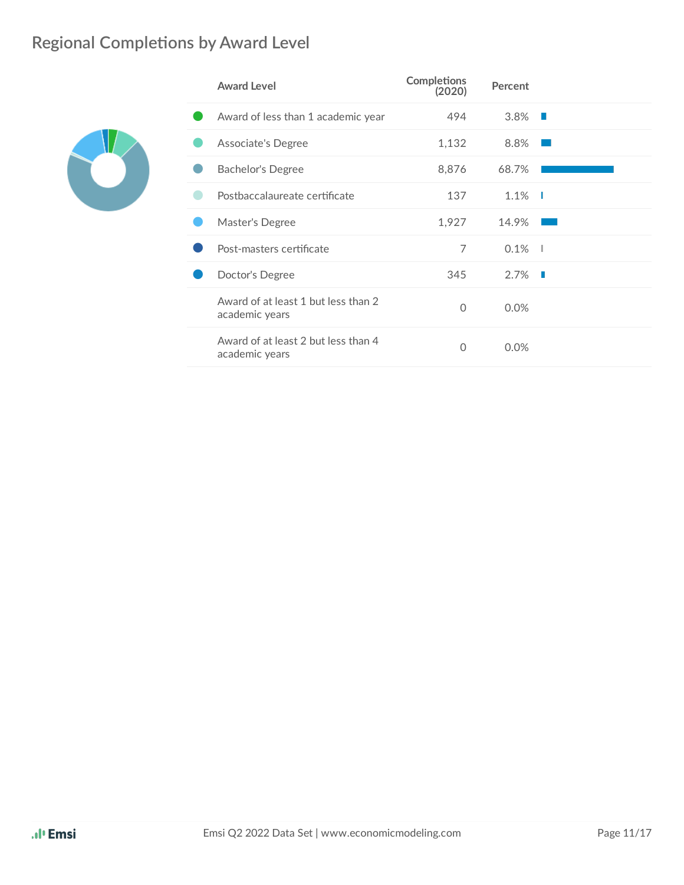## Regional Completions by Award Level

| Award Level | Completions (2020) | Percent |
|---|---|---|
| Award of less than 1 academic year | 494 | 3.8% |
| Associate's Degree | 1,132 | 8.8% |
| Bachelor's Degree | 8,876 | 68.7% |
| Postbaccalaureate certificate | 137 | 1.1% |
| Master's Degree | 1,927 | 14.9% |
| Post-masters certificate | 7 | 0.1% |
| Doctor's Degree | 345 | 2.7% |
| Award of at least 1 but less than 2 academic years | 0 | 0.0% |
| Award of at least 2 but less than 4 academic years | 0 | 0.0% |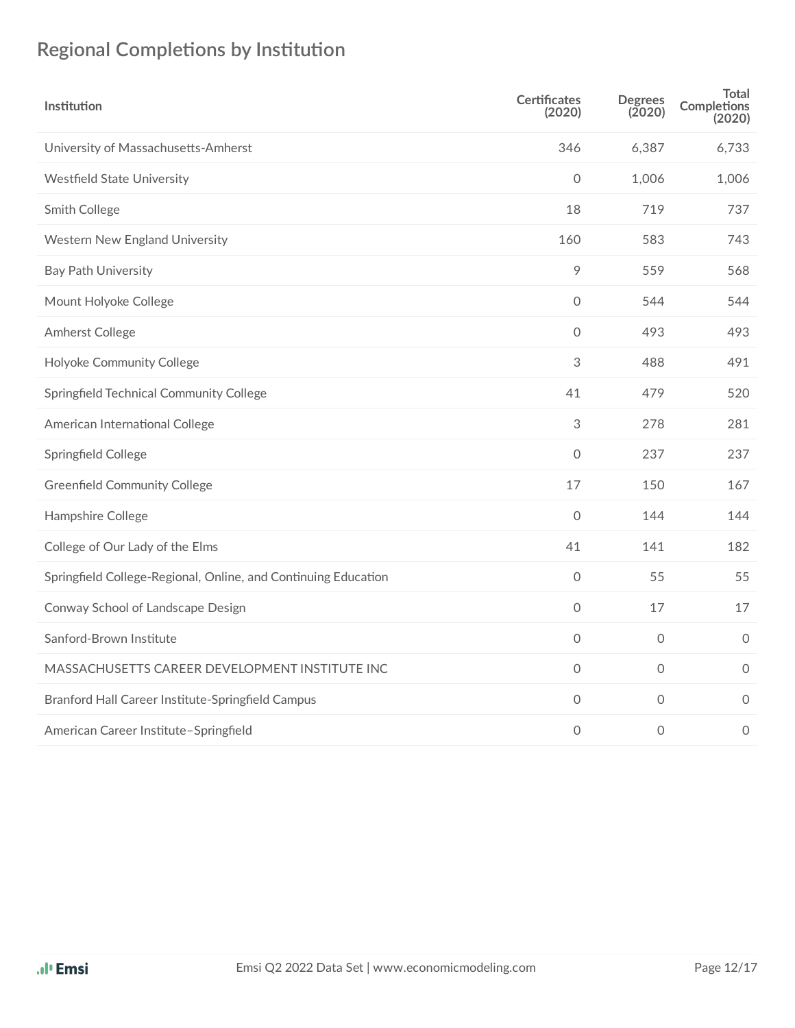## Regional Completions by Institution

| Institution | Certificates (2020) | Degrees (2020) | Total Completions (2020) |
|---|---|---|---|
| University of Massachusetts-Amherst | 346 | 6,387 | 6,733 |
| Westfield State University | 0 | 1,006 | 1,006 |
| Smith College | 18 | 719 | 737 |
| Western New England University | 160 | 583 | 743 |
| Bay Path University | 9 | 559 | 568 |
| Mount Holyoke College | 0 | 544 | 544 |
| Amherst College | 0 | 493 | 493 |
| Holyoke Community College | 3 | 488 | 491 |
| Springfield Technical Community College | 41 | 479 | 520 |
| American International College | 3 | 278 | 281 |
| Springfield College | 0 | 237 | 237 |
| Greenfield Community College | 17 | 150 | 167 |
| Hampshire College | 0 | 144 | 144 |
| College of Our Lady of the Elms | 41 | 141 | 182 |
| Springfield College-Regional, Online, and Continuing Education | 0 | 55 | 55 |
| Conway School of Landscape Design | 0 | 17 | 17 |
| Sanford-Brown Institute | 0 | 0 | 0 |
| MASSACHUSETTS CAREER DEVELOPMENT INSTITUTE INC | 0 | 0 | 0 |
| Branford Hall Career Institute-Springfield Campus | 0 | 0 | 0 |
| American Career Institute–Springfield | 0 | 0 | 0 |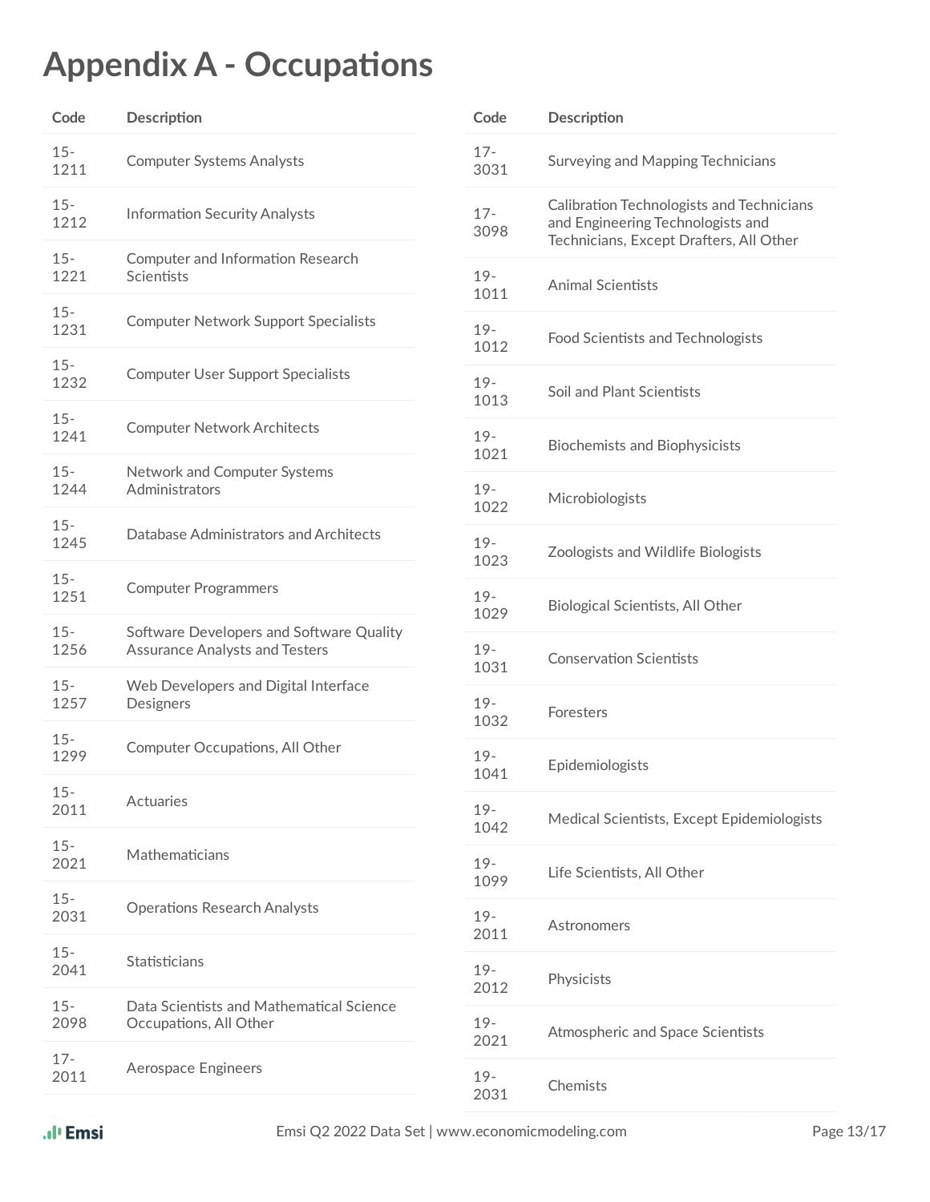# Appendix A - Occupations

| Code | Description |
|---|---|
| 15-1211 | Computer Systems Analysts |
| 15-1212 | Information Security Analysts |
| 15-1221 | Computer and Information Research Scientists |
| 15-1231 | Computer Network Support Specialists |
| 15-1232 | Computer User Support Specialists |
| 15-1241 | Computer Network Architects |
| 15-1244 | Network and Computer Systems Administrators |
| 15-1245 | Database Administrators and Architects |
| 15-1251 | Computer Programmers |
| 15-1256 | Software Developers and Software Quality Assurance Analysts and Testers |
| 15-1257 | Web Developers and Digital Interface Designers |
| 15-1299 | Computer Occupations, All Other |
| 15-2011 | Actuaries |
| 15-2021 | Mathematicians |
| 15-2031 | Operations Research Analysts |
| 15-2041 | Statisticians |
| 15-2098 | Data Scientists and Mathematical Science Occupations, All Other |
| 17-2011 | Aerospace Engineers |
| 17-3031 | Surveying and Mapping Technicians |
| 17-3098 | Calibration Technologists and Technicians and Engineering Technologists and Technicians, Except Drafters, All Other |
| 19-1011 | Animal Scientists |
| 19-1012 | Food Scientists and Technologists |
| 19-1013 | Soil and Plant Scientists |
| 19-1021 | Biochemists and Biophysicists |
| 19-1022 | Microbiologists |
| 19-1023 | Zoologists and Wildlife Biologists |
| 19-1029 | Biological Scientists, All Other |
| 19-1031 | Conservation Scientists |
| 19-1032 | Foresters |
| 19-1041 | Epidemiologists |
| 19-1042 | Medical Scientists, Except Epidemiologists |
| 19-1099 | Life Scientists, All Other |
| 19-2011 | Astronomers |
| 19-2012 | Physicists |
| 19-2021 | Atmospheric and Space Scientists |
| 19-2031 | Chemists |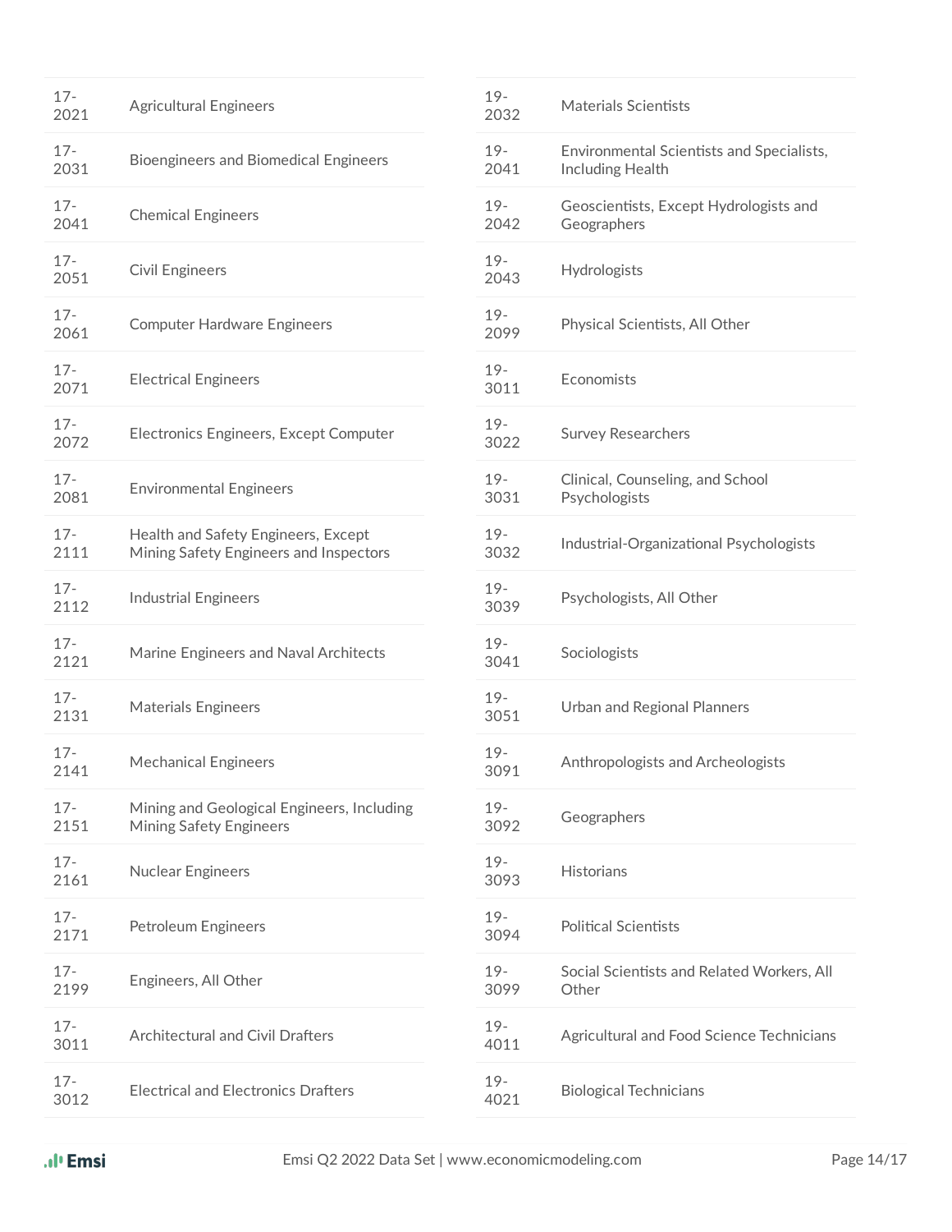| | |
|---|---|
| 17-2021 | Agricultural Engineers |
| 17-2031 | Bioengineers and Biomedical Engineers |
| 17-2041 | Chemical Engineers |
| 17-2051 | Civil Engineers |
| 17-2061 | Computer Hardware Engineers |
| 17-2071 | Electrical Engineers |
| 17-2072 | Electronics Engineers, Except Computer |
| 17-2081 | Environmental Engineers |
| 17-2111 | Health and Safety Engineers, Except Mining Safety Engineers and Inspectors |
| 17-2112 | Industrial Engineers |
| 17-2121 | Marine Engineers and Naval Architects |
| 17-2131 | Materials Engineers |
| 17-2141 | Mechanical Engineers |
| 17-2151 | Mining and Geological Engineers, Including Mining Safety Engineers |
| 17-2161 | Nuclear Engineers |
| 17-2171 | Petroleum Engineers |
| 17-2199 | Engineers, All Other |
| 17-3011 | Architectural and Civil Drafters |
| 17-3012 | Electrical and Electronics Drafters |
| 19-2032 | Materials Scientists |
| 19-2041 | Environmental Scientists and Specialists, Including Health |
| 19-2042 | Geoscientists, Except Hydrologists and Geographers |
| 19-2043 | Hydrologists |
| 19-2099 | Physical Scientists, All Other |
| 19-3011 | Economists |
| 19-3022 | Survey Researchers |
| 19-3031 | Clinical, Counseling, and School Psychologists |
| 19-3032 | Industrial-Organizational Psychologists |
| 19-3039 | Psychologists, All Other |
| 19-3041 | Sociologists |
| 19-3051 | Urban and Regional Planners |
| 19-3091 | Anthropologists and Archeologists |
| 19-3092 | Geographers |
| 19-3093 | Historians |
| 19-3094 | Political Scientists |
| 19-3099 | Social Scientists and Related Workers, All Other |
| 19-4011 | Agricultural and Food Science Technicians |
| 19-4021 | Biological Technicians |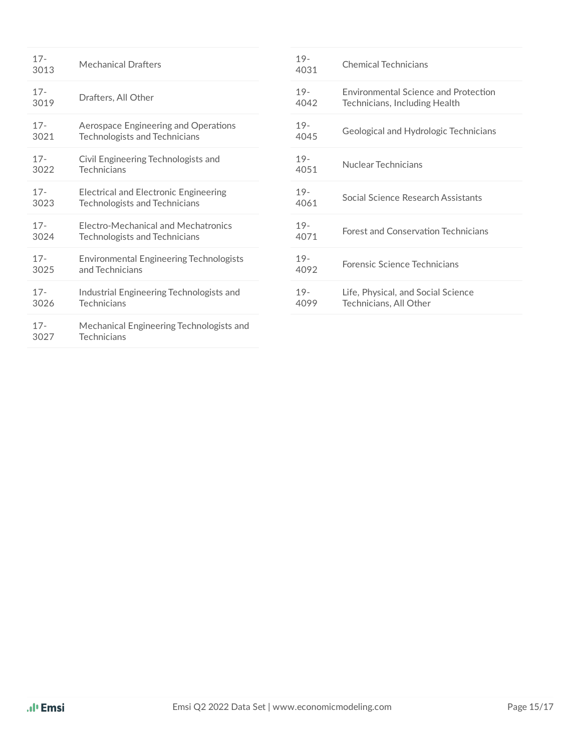| | |
|---|---|
| 17-3013 | Mechanical Drafters |
| 17-3019 | Drafters, All Other |
| 17-3021 | Aerospace Engineering and Operations Technologists and Technicians |
| 17-3022 | Civil Engineering Technologists and Technicians |
| 17-3023 | Electrical and Electronic Engineering Technologists and Technicians |
| 17-3024 | Electro-Mechanical and Mechatronics Technologists and Technicians |
| 17-3025 | Environmental Engineering Technologists and Technicians |
| 17-3026 | Industrial Engineering Technologists and Technicians |
| 17-3027 | Mechanical Engineering Technologists and Technicians |
| 19-4031 | Chemical Technicians |
| 19-4042 | Environmental Science and Protection Technicians, Including Health |
| 19-4045 | Geological and Hydrologic Technicians |
| 19-4051 | Nuclear Technicians |
| 19-4061 | Social Science Research Assistants |
| 19-4071 | Forest and Conservation Technicians |
| 19-4092 | Forensic Science Technicians |
| 19-4099 | Life, Physical, and Social Science Technicians, All Other |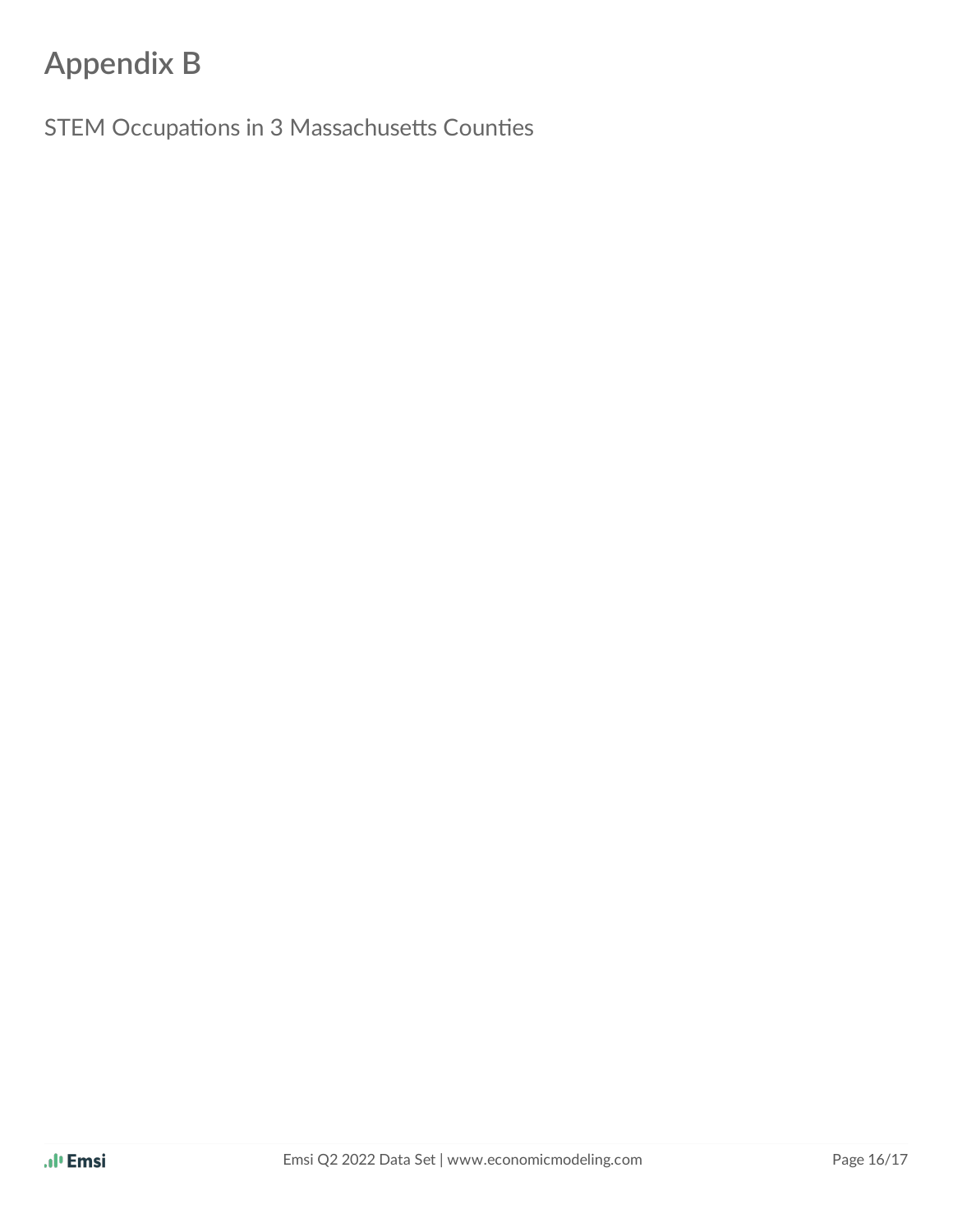# Appendix B

STEM Occupations in 3 Massachusetts Counties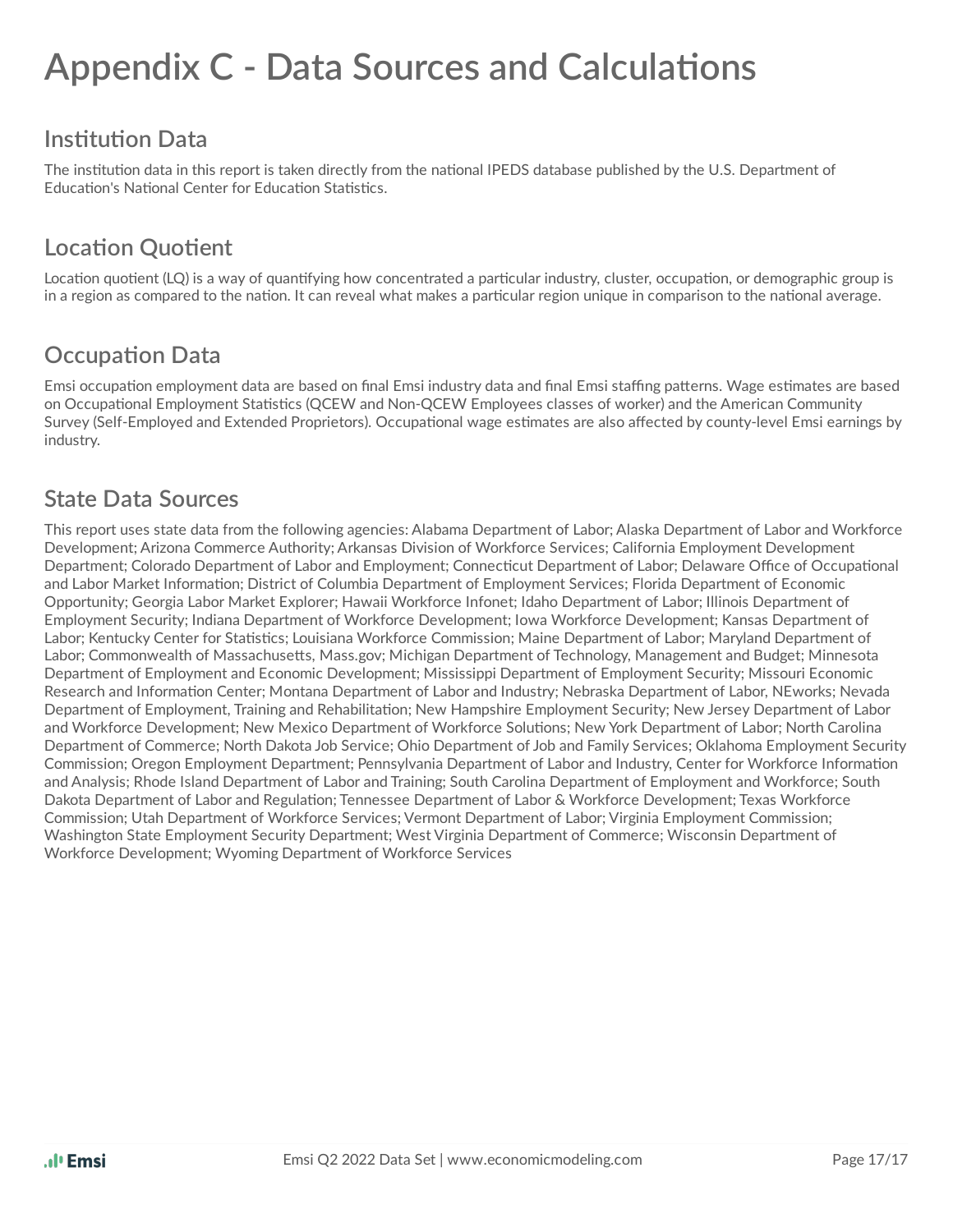# Appendix C - Data Sources and Calculations

## Institution Data

The institution data in this report is taken directly from the national IPEDS database published by the U.S. Department of Education's National Center for Education Statistics.

## Location Quotient

Location quotient (LQ) is a way of quantifying how concentrated a particular industry, cluster, occupation, or demographic group is in a region as compared to the nation. It can reveal what makes a particular region unique in comparison to the national average.

## Occupation Data

Emsi occupation employment data are based on final Emsi industry data and final Emsi staffing patterns. Wage estimates are based on Occupational Employment Statistics (QCEW and Non-QCEW Employees classes of worker) and the American Community Survey (Self-Employed and Extended Proprietors). Occupational wage estimates are also affected by county-level Emsi earnings by industry.

## State Data Sources

This report uses state data from the following agencies: Alabama Department of Labor; Alaska Department of Labor and Workforce Development; Arizona Commerce Authority; Arkansas Division of Workforce Services; California Employment Development Department; Colorado Department of Labor and Employment; Connecticut Department of Labor; Delaware Office of Occupational and Labor Market Information; District of Columbia Department of Employment Services; Florida Department of Economic Opportunity; Georgia Labor Market Explorer; Hawaii Workforce Infonet; Idaho Department of Labor; Illinois Department of Employment Security; Indiana Department of Workforce Development; Iowa Workforce Development; Kansas Department of Labor; Kentucky Center for Statistics; Louisiana Workforce Commission; Maine Department of Labor; Maryland Department of Labor; Commonwealth of Massachusetts, Mass.gov; Michigan Department of Technology, Management and Budget; Minnesota Department of Employment and Economic Development; Mississippi Department of Employment Security; Missouri Economic Research and Information Center; Montana Department of Labor and Industry; Nebraska Department of Labor, NEworks; Nevada Department of Employment, Training and Rehabilitation; New Hampshire Employment Security; New Jersey Department of Labor and Workforce Development; New Mexico Department of Workforce Solutions; New York Department of Labor; North Carolina Department of Commerce; North Dakota Job Service; Ohio Department of Job and Family Services; Oklahoma Employment Security Commission; Oregon Employment Department; Pennsylvania Department of Labor and Industry, Center for Workforce Information and Analysis; Rhode Island Department of Labor and Training; South Carolina Department of Employment and Workforce; South Dakota Department of Labor and Regulation; Tennessee Department of Labor & Workforce Development; Texas Workforce Commission; Utah Department of Workforce Services; Vermont Department of Labor; Virginia Employment Commission; Washington State Employment Security Department; West Virginia Department of Commerce; Wisconsin Department of Workforce Development; Wyoming Department of Workforce Services